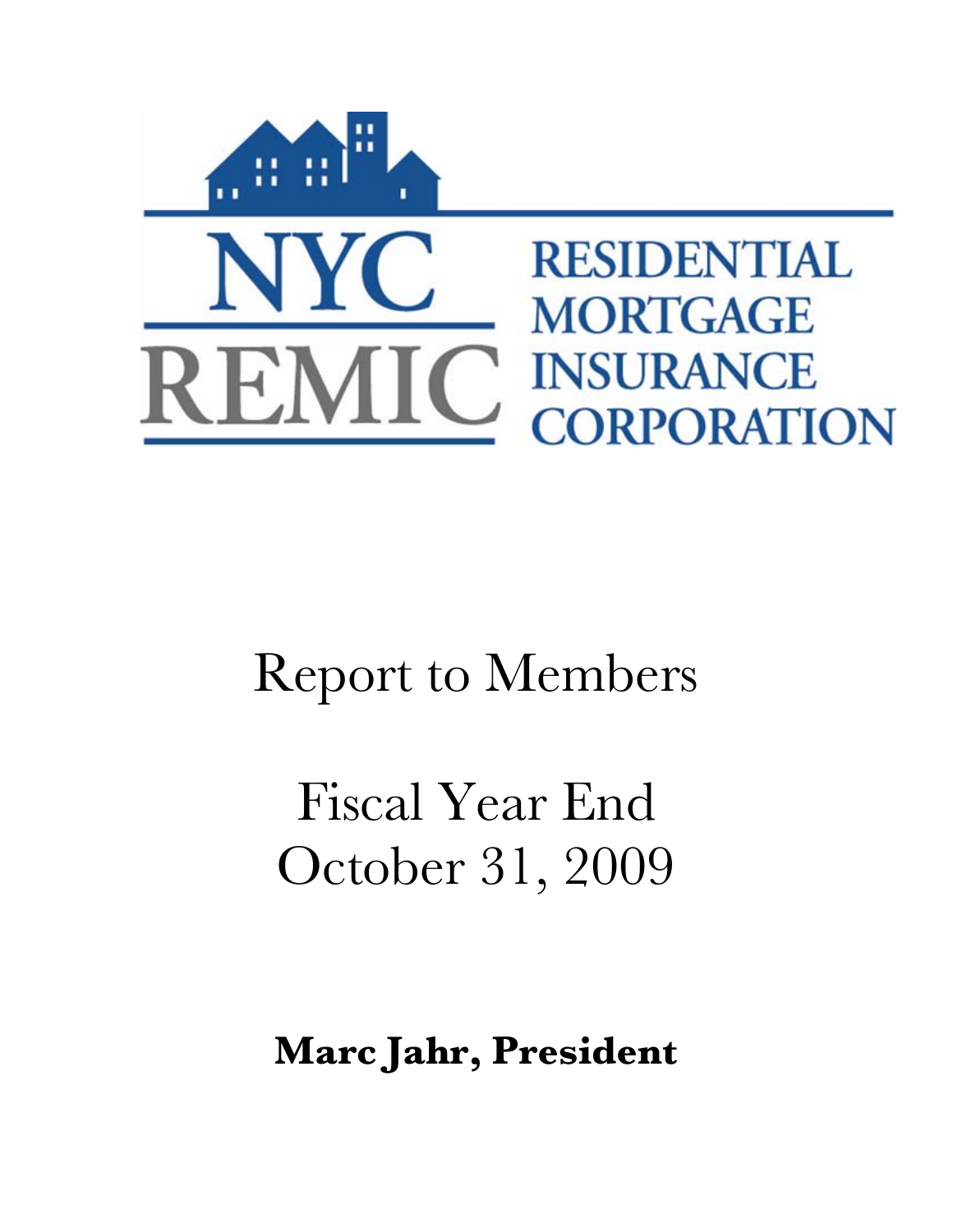# NYC REMIC

## RESIDENTIAL MORTGAGE INSURANCE CORPORATION

# Report to Members

# Fiscal Year End October 31, 2009

**Marc Jahr, President**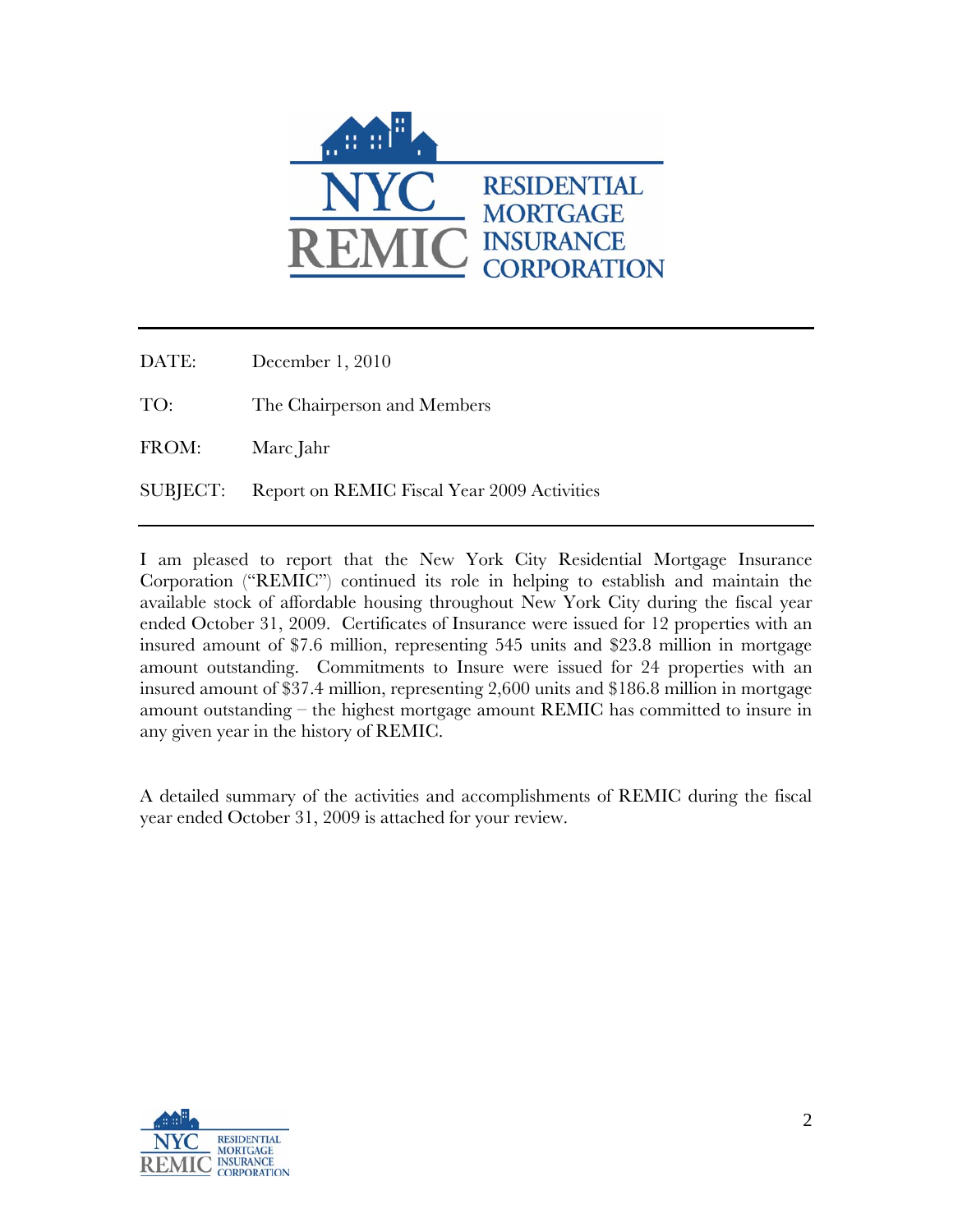NYC REMIC RESIDENTIAL MORTGAGE INSURANCE CORPORATION

DATE: December 1, 2010

TO: The Chairperson and Members

FROM: Marc Jahr

SUBJECT: Report on REMIC Fiscal Year 2009 Activities

---

I am pleased to report that the New York City Residential Mortgage Insurance Corporation ("REMIC") continued its role in helping to establish and maintain the available stock of affordable housing throughout New York City during the fiscal year ended October 31, 2009. Certificates of Insurance were issued for 12 properties with an insured amount of $7.6 million, representing 545 units and $23.8 million in mortgage amount outstanding. Commitments to Insure were issued for 24 properties with an insured amount of $37.4 million, representing 2,600 units and $186.8 million in mortgage amount outstanding – the highest mortgage amount REMIC has committed to insure in any given year in the history of REMIC.

A detailed summary of the activities and accomplishments of REMIC during the fiscal year ended October 31, 2009 is attached for your review.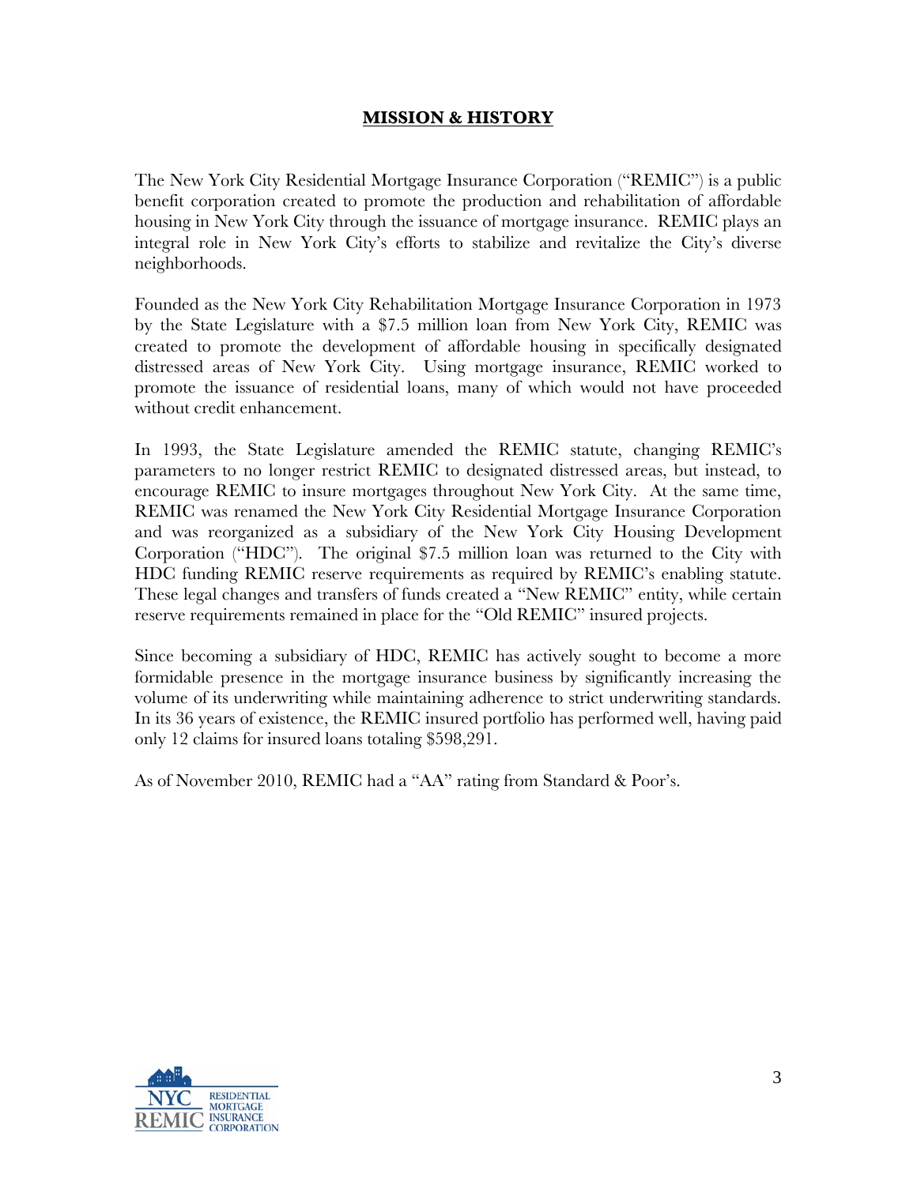## MISSION & HISTORY

The New York City Residential Mortgage Insurance Corporation ("REMIC") is a public benefit corporation created to promote the production and rehabilitation of affordable housing in New York City through the issuance of mortgage insurance. REMIC plays an integral role in New York City's efforts to stabilize and revitalize the City's diverse neighborhoods.

Founded as the New York City Rehabilitation Mortgage Insurance Corporation in 1973 by the State Legislature with a $7.5 million loan from New York City, REMIC was created to promote the development of affordable housing in specifically designated distressed areas of New York City. Using mortgage insurance, REMIC worked to promote the issuance of residential loans, many of which would not have proceeded without credit enhancement.

In 1993, the State Legislature amended the REMIC statute, changing REMIC's parameters to no longer restrict REMIC to designated distressed areas, but instead, to encourage REMIC to insure mortgages throughout New York City. At the same time, REMIC was renamed the New York City Residential Mortgage Insurance Corporation and was reorganized as a subsidiary of the New York City Housing Development Corporation ("HDC"). The original $7.5 million loan was returned to the City with HDC funding REMIC reserve requirements as required by REMIC's enabling statute. These legal changes and transfers of funds created a "New REMIC" entity, while certain reserve requirements remained in place for the "Old REMIC" insured projects.

Since becoming a subsidiary of HDC, REMIC has actively sought to become a more formidable presence in the mortgage insurance business by significantly increasing the volume of its underwriting while maintaining adherence to strict underwriting standards. In its 36 years of existence, the REMIC insured portfolio has performed well, having paid only 12 claims for insured loans totaling $598,291.

As of November 2010, REMIC had a "AA" rating from Standard & Poor's.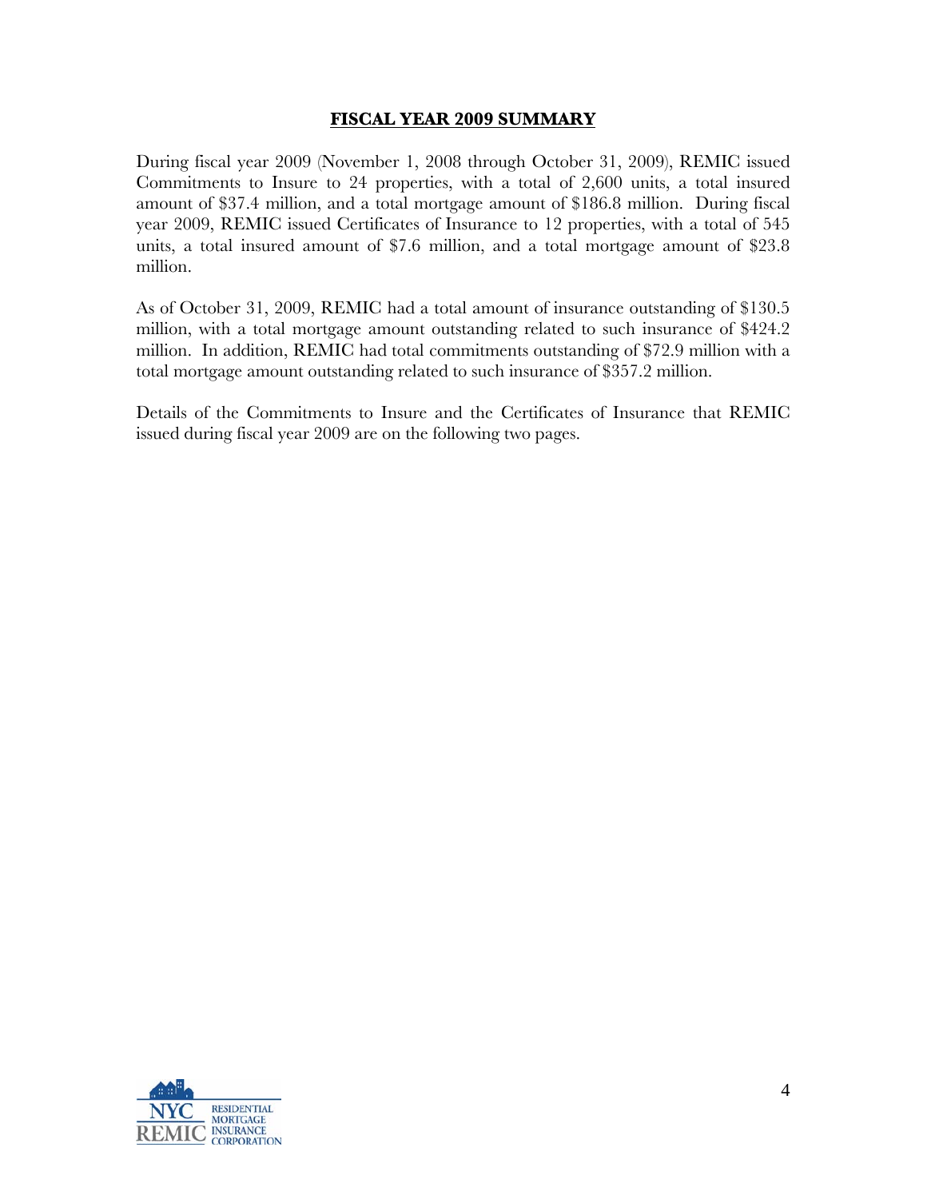## FISCAL YEAR 2009 SUMMARY

During fiscal year 2009 (November 1, 2008 through October 31, 2009), REMIC issued Commitments to Insure to 24 properties, with a total of 2,600 units, a total insured amount of $37.4 million, and a total mortgage amount of $186.8 million. During fiscal year 2009, REMIC issued Certificates of Insurance to 12 properties, with a total of 545 units, a total insured amount of $7.6 million, and a total mortgage amount of $23.8 million.

As of October 31, 2009, REMIC had a total amount of insurance outstanding of $130.5 million, with a total mortgage amount outstanding related to such insurance of $424.2 million. In addition, REMIC had total commitments outstanding of $72.9 million with a total mortgage amount outstanding related to such insurance of $357.2 million.

Details of the Commitments to Insure and the Certificates of Insurance that REMIC issued during fiscal year 2009 are on the following two pages.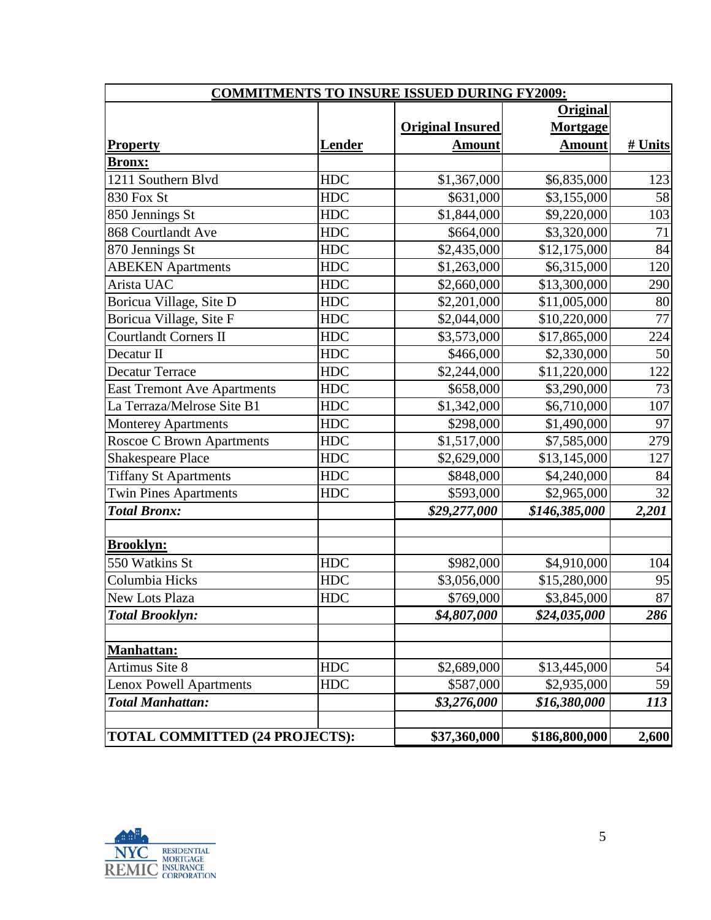| **COMMITMENTS TO INSURE ISSUED DURING FY2009:** | | | | |
|---|---|---|---|---|
| **Property** | **Lender** | **Original Insured Amount** | **Original Mortgage Amount** | **# Units** |
| **Bronx:** | | | | |
| 1211 Southern Blvd | HDC | $1,367,000 | $6,835,000 | 123 |
| 830 Fox St | HDC | $631,000 | $3,155,000 | 58 |
| 850 Jennings St | HDC | $1,844,000 | $9,220,000 | 103 |
| 868 Courtlandt Ave | HDC | $664,000 | $3,320,000 | 71 |
| 870 Jennings St | HDC | $2,435,000 | $12,175,000 | 84 |
| ABEKEN Apartments | HDC | $1,263,000 | $6,315,000 | 120 |
| Arista UAC | HDC | $2,660,000 | $13,300,000 | 290 |
| Boricua Village, Site D | HDC | $2,201,000 | $11,005,000 | 80 |
| Boricua Village, Site F | HDC | $2,044,000 | $10,220,000 | 77 |
| Courtlandt Corners II | HDC | $3,573,000 | $17,865,000 | 224 |
| Decatur II | HDC | $466,000 | $2,330,000 | 50 |
| Decatur Terrace | HDC | $2,244,000 | $11,220,000 | 122 |
| East Tremont Ave Apartments | HDC | $658,000 | $3,290,000 | 73 |
| La Terraza/Melrose Site B1 | HDC | $1,342,000 | $6,710,000 | 107 |
| Monterey Apartments | HDC | $298,000 | $1,490,000 | 97 |
| Roscoe C Brown Apartments | HDC | $1,517,000 | $7,585,000 | 279 |
| Shakespeare Place | HDC | $2,629,000 | $13,145,000 | 127 |
| Tiffany St Apartments | HDC | $848,000 | $4,240,000 | 84 |
| Twin Pines Apartments | HDC | $593,000 | $2,965,000 | 32 |
| ***Total Bronx:*** | | ***$29,277,000*** | ***$146,385,000*** | ***2,201*** |
| | | | | |
| **Brooklyn:** | | | | |
| 550 Watkins St | HDC | $982,000 | $4,910,000 | 104 |
| Columbia Hicks | HDC | $3,056,000 | $15,280,000 | 95 |
| New Lots Plaza | HDC | $769,000 | $3,845,000 | 87 |
| ***Total Brooklyn:*** | | ***$4,807,000*** | ***$24,035,000*** | ***286*** |
| | | | | |
| **Manhattan:** | | | | |
| Artimus Site 8 | HDC | $2,689,000 | $13,445,000 | 54 |
| Lenox Powell Apartments | HDC | $587,000 | $2,935,000 | 59 |
| ***Total Manhattan:*** | | ***$3,276,000*** | ***$16,380,000*** | ***113*** |
| | | | | |
| **TOTAL COMMITTED (24 PROJECTS):** | | **$37,360,000** | **$186,800,000** | **2,600** |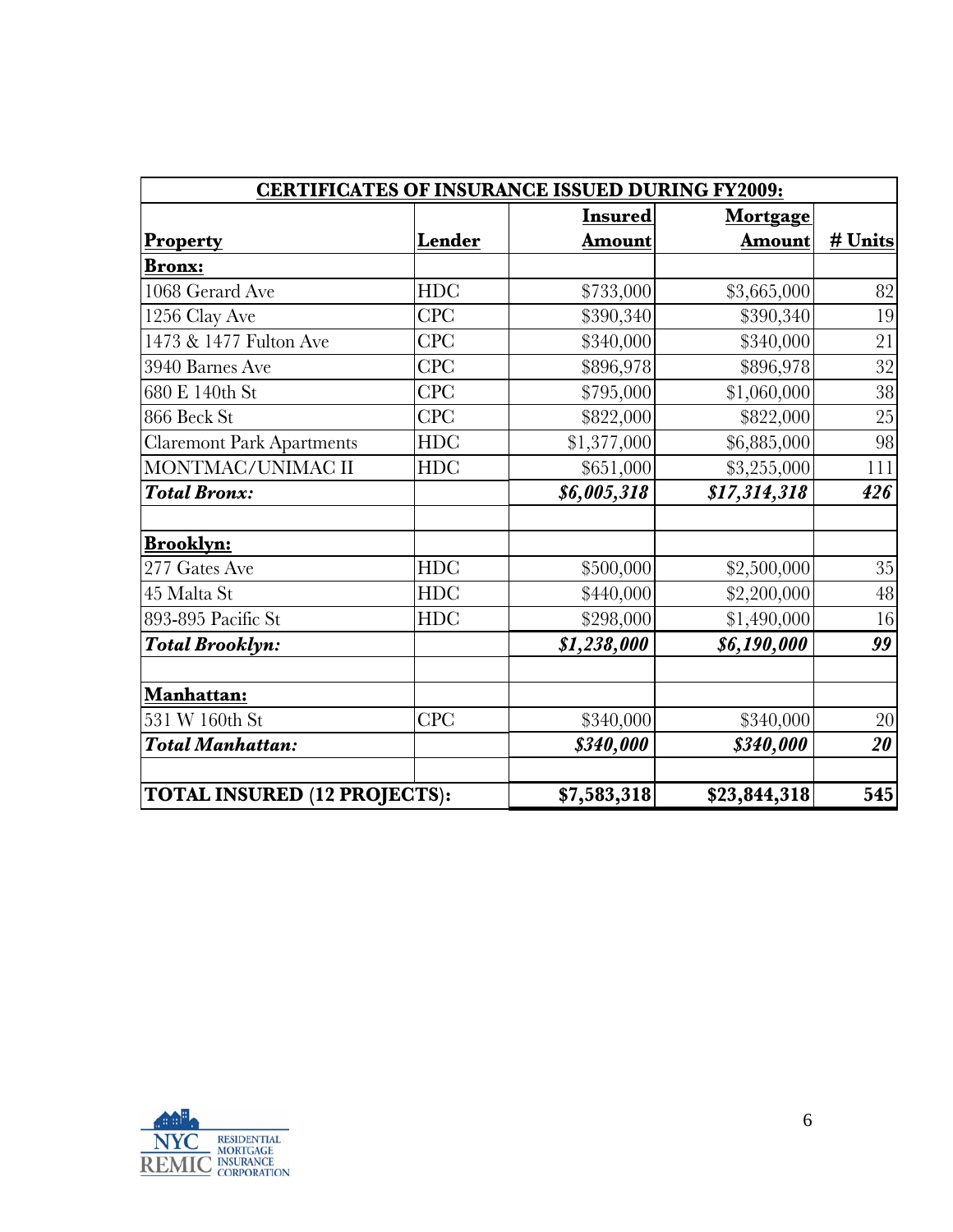| CERTIFICATES OF INSURANCE ISSUED DURING FY2009: | | | | |
|---|---|---|---|---|
| **Property** | **Lender** | **Insured Amount** | **Mortgage Amount** | **# Units** |
| **Bronx:** | | | | |
| 1068 Gerard Ave | HDC | $733,000 | $3,665,000 | 82 |
| 1256 Clay Ave | CPC | $390,340 | $390,340 | 19 |
| 1473 & 1477 Fulton Ave | CPC | $340,000 | $340,000 | 21 |
| 3940 Barnes Ave | CPC | $896,978 | $896,978 | 32 |
| 680 E 140th St | CPC | $795,000 | $1,060,000 | 38 |
| 866 Beck St | CPC | $822,000 | $822,000 | 25 |
| Claremont Park Apartments | HDC | $1,377,000 | $6,885,000 | 98 |
| MONTMAC/UNIMAC II | HDC | $651,000 | $3,255,000 | 111 |
| ***Total Bronx:*** | | ***$6,005,318*** | ***$17,314,318*** | ***426*** |
| | | | | |
| **Brooklyn:** | | | | |
| 277 Gates Ave | HDC | $500,000 | $2,500,000 | 35 |
| 45 Malta St | HDC | $440,000 | $2,200,000 | 48 |
| 893-895 Pacific St | HDC | $298,000 | $1,490,000 | 16 |
| ***Total Brooklyn:*** | | ***$1,238,000*** | ***$6,190,000*** | ***99*** |
| | | | | |
| **Manhattan:** | | | | |
| 531 W 160th St | CPC | $340,000 | $340,000 | 20 |
| ***Total Manhattan:*** | | ***$340,000*** | ***$340,000*** | ***20*** |
| | | | | |
| **TOTAL INSURED (12 PROJECTS):** | | **$7,583,318** | **$23,844,318** | **545** |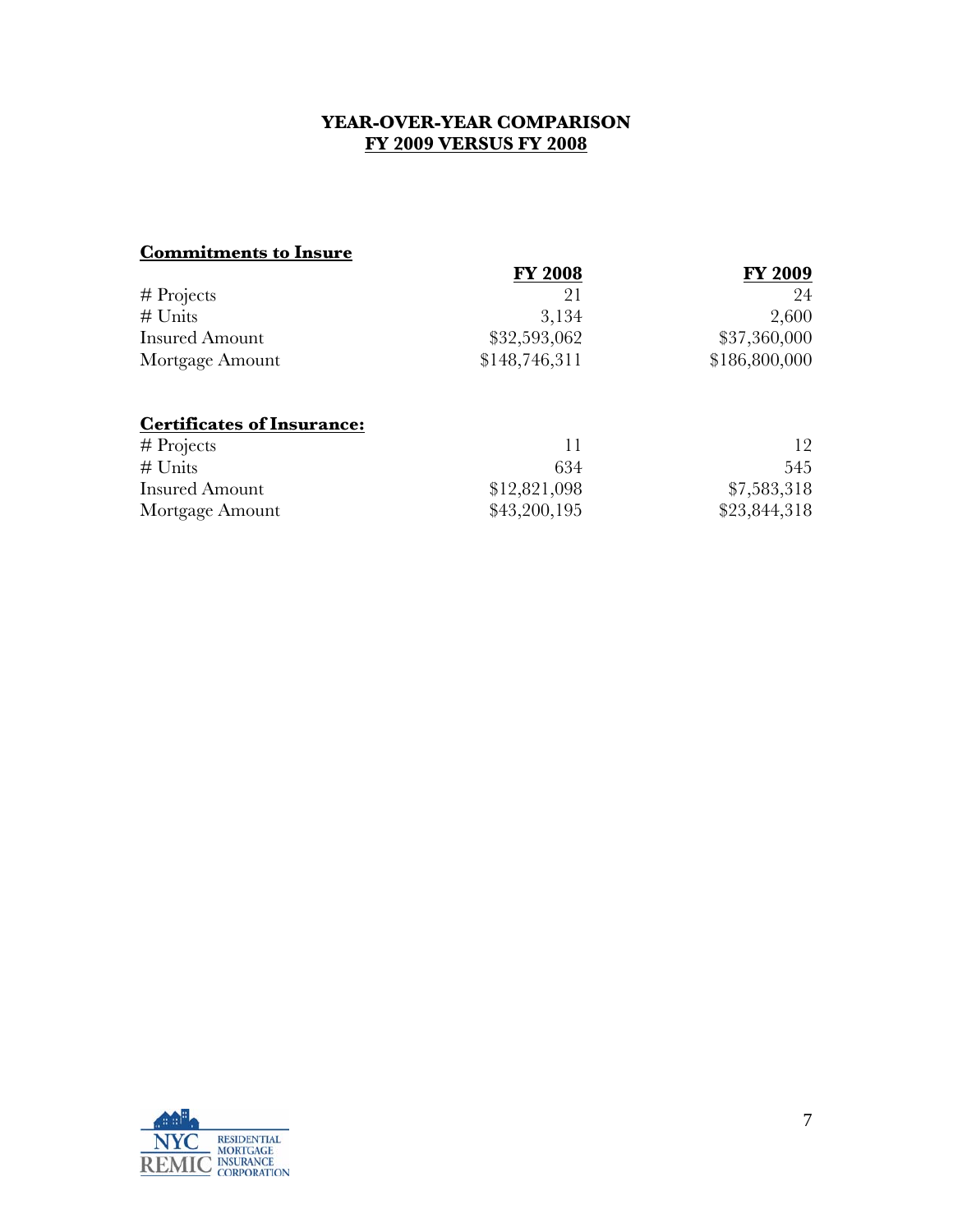# YEAR-OVER-YEAR COMPARISON
## FY 2009 VERSUS FY 2008

**Commitments to Insure**

| | FY 2008 | FY 2009 |
|---|---|---|
| # Projects | 21 | 24 |
| # Units | 3,134 | 2,600 |
| Insured Amount | $32,593,062 | $37,360,000 |
| Mortgage Amount | $148,746,311 | $186,800,000 |

**Certificates of Insurance:**

| | FY 2008 | FY 2009 |
|---|---|---|
| # Projects | 11 | 12 |
| # Units | 634 | 545 |
| Insured Amount | $12,821,098 | $7,583,318 |
| Mortgage Amount | $43,200,195 | $23,844,318 |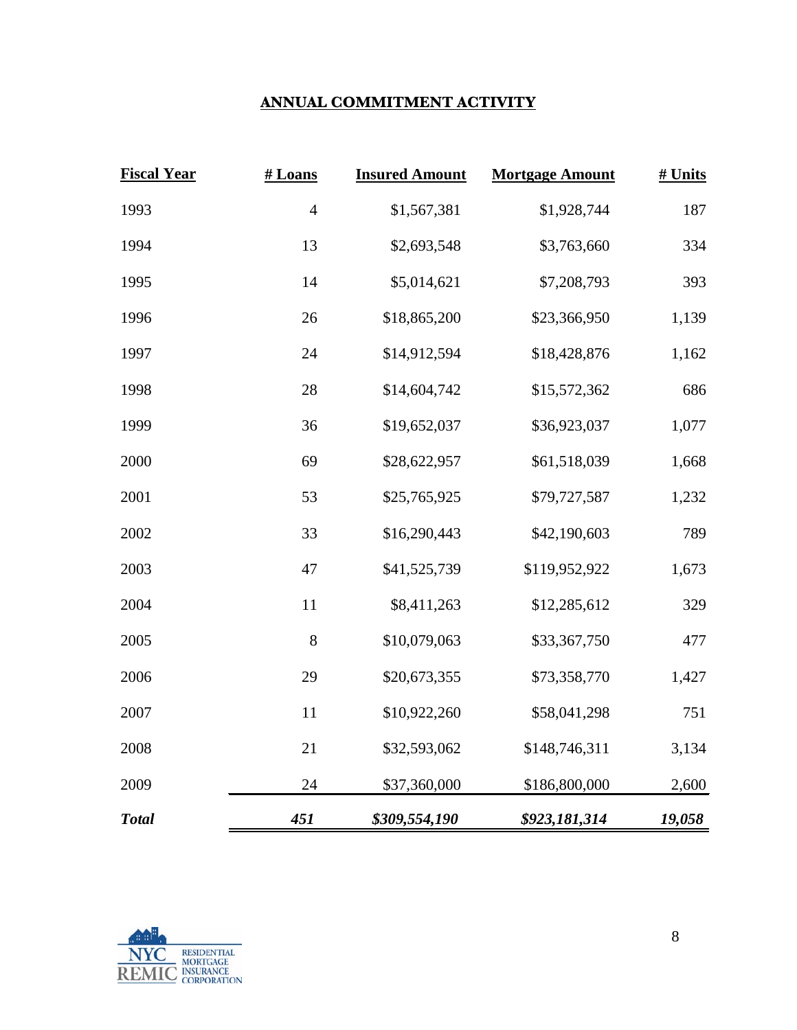## ANNUAL COMMITMENT ACTIVITY

| Fiscal Year | # Loans | Insured Amount | Mortgage Amount | # Units |
|---|---|---|---|---|
| 1993 | 4 | $1,567,381 | $1,928,744 | 187 |
| 1994 | 13 | $2,693,548 | $3,763,660 | 334 |
| 1995 | 14 | $5,014,621 | $7,208,793 | 393 |
| 1996 | 26 | $18,865,200 | $23,366,950 | 1,139 |
| 1997 | 24 | $14,912,594 | $18,428,876 | 1,162 |
| 1998 | 28 | $14,604,742 | $15,572,362 | 686 |
| 1999 | 36 | $19,652,037 | $36,923,037 | 1,077 |
| 2000 | 69 | $28,622,957 | $61,518,039 | 1,668 |
| 2001 | 53 | $25,765,925 | $79,727,587 | 1,232 |
| 2002 | 33 | $16,290,443 | $42,190,603 | 789 |
| 2003 | 47 | $41,525,739 | $119,952,922 | 1,673 |
| 2004 | 11 | $8,411,263 | $12,285,612 | 329 |
| 2005 | 8 | $10,079,063 | $33,367,750 | 477 |
| 2006 | 29 | $20,673,355 | $73,358,770 | 1,427 |
| 2007 | 11 | $10,922,260 | $58,041,298 | 751 |
| 2008 | 21 | $32,593,062 | $148,746,311 | 3,134 |
| 2009 | 24 | $37,360,000 | $186,800,000 | 2,600 |
| ***Total*** | ***451*** | ***$309,554,190*** | ***$923,181,314*** | ***19,058*** |

NYC REMIC RESIDENTIAL MORTGAGE INSURANCE CORPORATION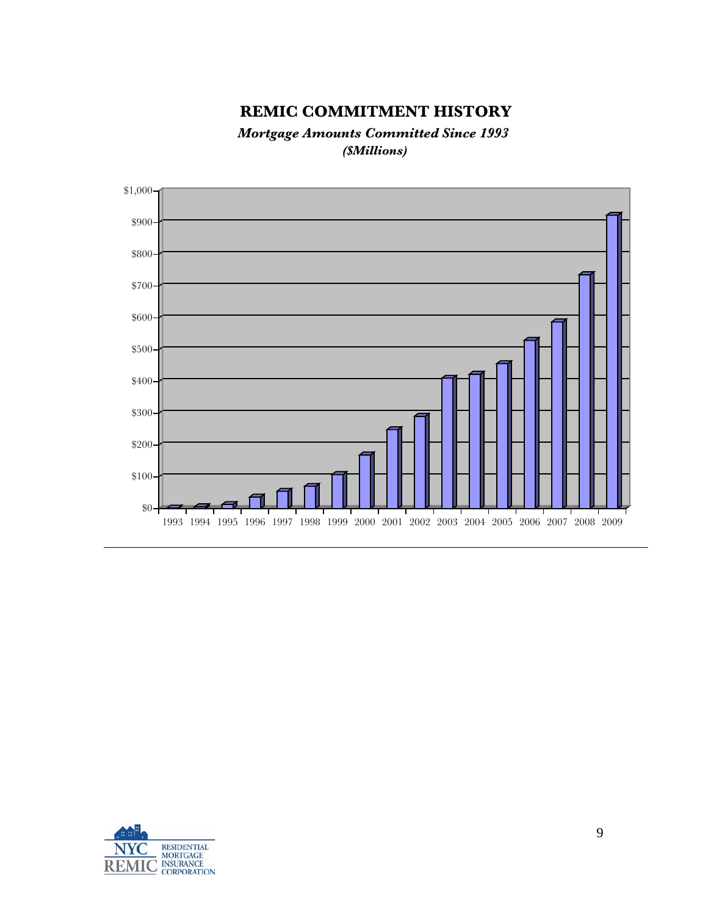# REMIC COMMITMENT HISTORY

***Mortgage Amounts Committed Since 1993***
***($Millions)***

$1,000
$900
$800
$700
$600
$500
$400
$300
$200
$100
$0

1993 1994 1995 1996 1997 1998 1999 2000 2001 2002 2003 2004 2005 2006 2007 2008 2009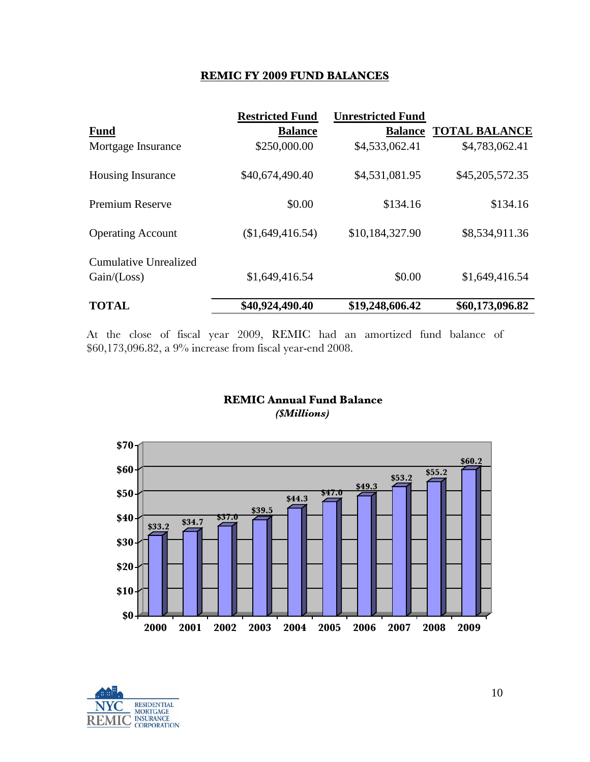## REMIC FY 2009 FUND BALANCES

| Fund | Restricted Fund Balance | Unrestricted Fund Balance | TOTAL BALANCE |
|---|---|---|---|
| Mortgage Insurance | $250,000.00 | $4,533,062.41 | $4,783,062.41 |
| Housing Insurance | $40,674,490.40 | $4,531,081.95 | $45,205,572.35 |
| Premium Reserve | $0.00 | $134.16 | $134.16 |
| Operating Account | ($1,649,416.54) | $10,184,327.90 | $8,534,911.36 |
| Cumulative Unrealized Gain/(Loss) | $1,649,416.54 | $0.00 | $1,649,416.54 |
| **TOTAL** | **$40,924,490.40** | **$19,248,606.42** | **$60,173,096.82** |

At the close of fiscal year 2009, REMIC had an amortized fund balance of $60,173,096.82, a 9% increase from fiscal year-end 2008.

**REMIC Annual Fund Balance**
***($Millions)***

| Year | Fund Balance ($Millions) |
|---|---|
| 2000 | $33.2 |
| 2001 | $34.7 |
| 2002 | $37.0 |
| 2003 | $39.5 |
| 2004 | $44.3 |
| 2005 | $47.0 |
| 2006 | $49.3 |
| 2007 | $53.2 |
| 2008 | $55.2 |
| 2009 | $60.2 |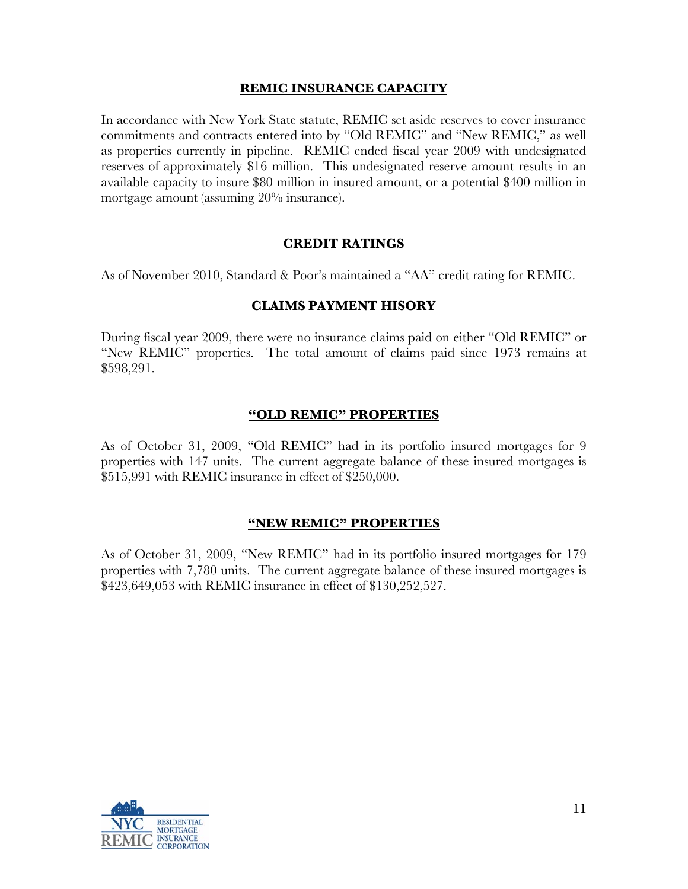## REMIC INSURANCE CAPACITY

In accordance with New York State statute, REMIC set aside reserves to cover insurance commitments and contracts entered into by "Old REMIC" and "New REMIC," as well as properties currently in pipeline. REMIC ended fiscal year 2009 with undesignated reserves of approximately $16 million. This undesignated reserve amount results in an available capacity to insure $80 million in insured amount, or a potential $400 million in mortgage amount (assuming 20% insurance).

## CREDIT RATINGS

As of November 2010, Standard & Poor's maintained a "AA" credit rating for REMIC.

## CLAIMS PAYMENT HISORY

During fiscal year 2009, there were no insurance claims paid on either "Old REMIC" or "New REMIC" properties. The total amount of claims paid since 1973 remains at $598,291.

## "OLD REMIC" PROPERTIES

As of October 31, 2009, "Old REMIC" had in its portfolio insured mortgages for 9 properties with 147 units. The current aggregate balance of these insured mortgages is $515,991 with REMIC insurance in effect of $250,000.

## "NEW REMIC" PROPERTIES

As of October 31, 2009, "New REMIC" had in its portfolio insured mortgages for 179 properties with 7,780 units. The current aggregate balance of these insured mortgages is $423,649,053 with REMIC insurance in effect of $130,252,527.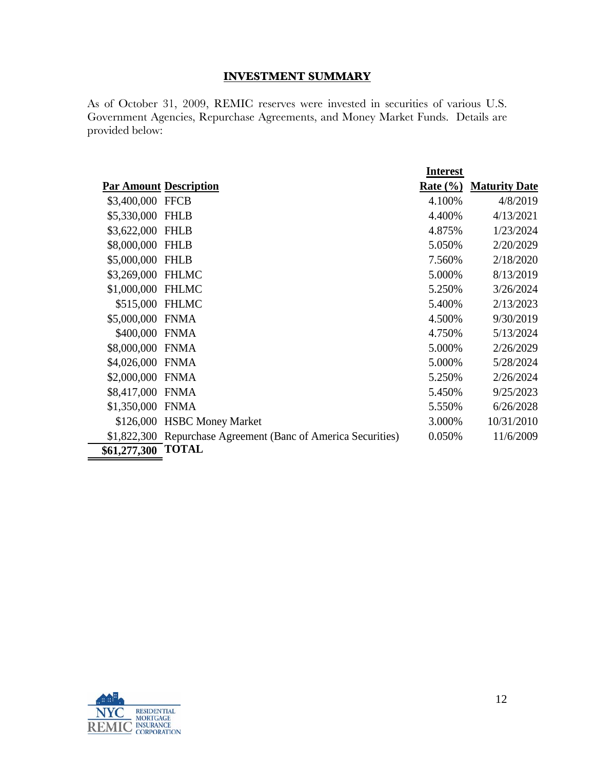## INVESTMENT SUMMARY

As of October 31, 2009, REMIC reserves were invested in securities of various U.S. Government Agencies, Repurchase Agreements, and Money Market Funds. Details are provided below:

| Par Amount | Description | Interest Rate (%) | Maturity Date |
|---|---|---|---|
| $3,400,000 | FFCB | 4.100% | 4/8/2019 |
| $5,330,000 | FHLB | 4.400% | 4/13/2021 |
| $3,622,000 | FHLB | 4.875% | 1/23/2024 |
| $8,000,000 | FHLB | 5.050% | 2/20/2029 |
| $5,000,000 | FHLB | 7.560% | 2/18/2020 |
| $3,269,000 | FHLMC | 5.000% | 8/13/2019 |
| $1,000,000 | FHLMC | 5.250% | 3/26/2024 |
| $515,000 | FHLMC | 5.400% | 2/13/2023 |
| $5,000,000 | FNMA | 4.500% | 9/30/2019 |
| $400,000 | FNMA | 4.750% | 5/13/2024 |
| $8,000,000 | FNMA | 5.000% | 2/26/2029 |
| $4,026,000 | FNMA | 5.000% | 5/28/2024 |
| $2,000,000 | FNMA | 5.250% | 2/26/2024 |
| $8,417,000 | FNMA | 5.450% | 9/25/2023 |
| $1,350,000 | FNMA | 5.550% | 6/26/2028 |
| $126,000 | HSBC Money Market | 3.000% | 10/31/2010 |
| $1,822,300 | Repurchase Agreement (Banc of America Securities) | 0.050% | 11/6/2009 |
| **$61,277,300** | **TOTAL** | | |

NYC REMIC RESIDENTIAL MORTGAGE INSURANCE CORPORATION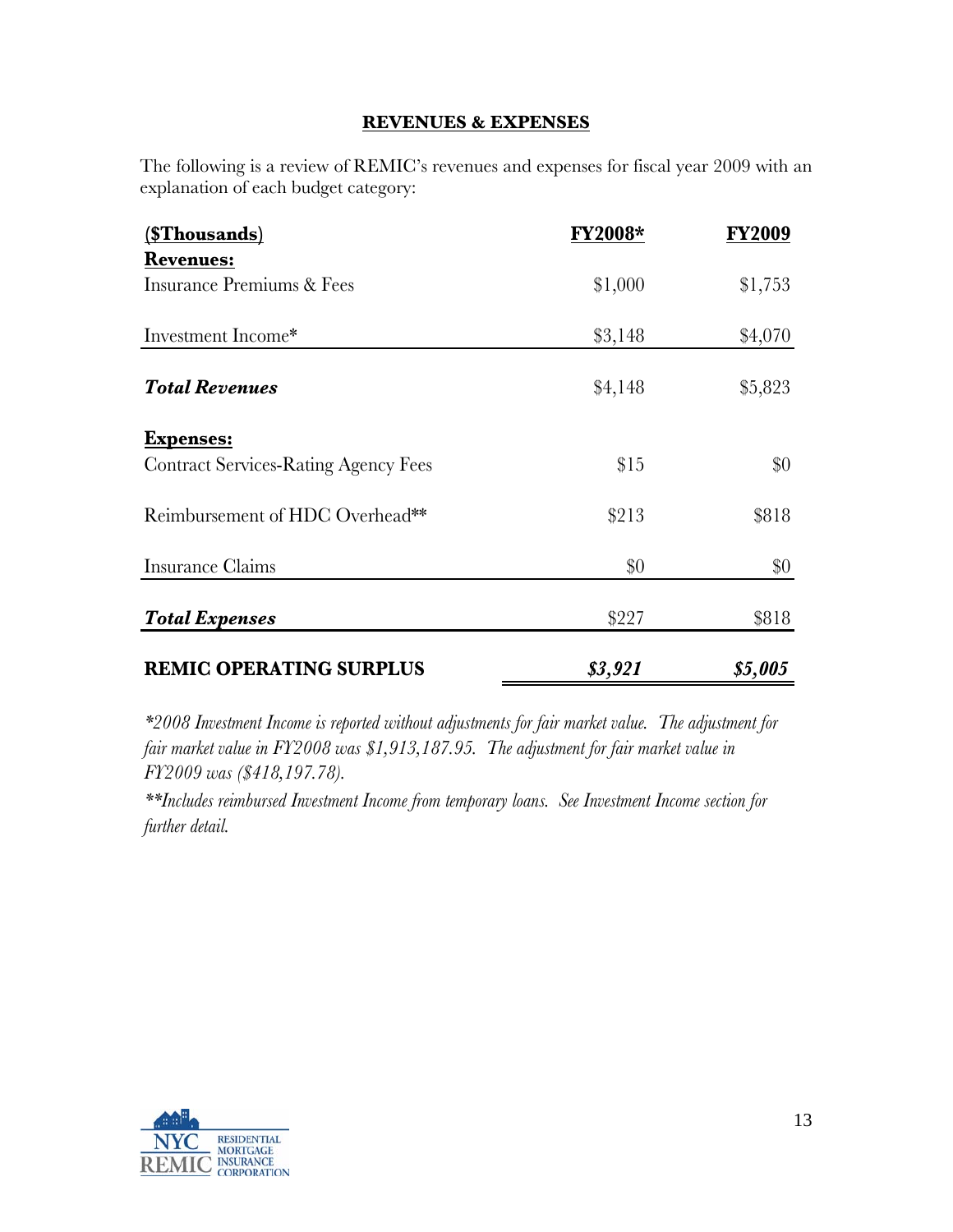## REVENUES & EXPENSES

The following is a review of REMIC's revenues and expenses for fiscal year 2009 with an explanation of each budget category:

| ($Thousands) | FY2008* | FY2009 |
|---|---|---|
| **Revenues:** | | |
| Insurance Premiums & Fees | $1,000 | $1,753 |
| Investment Income* | $3,148 | $4,070 |
| ***Total Revenues*** | $4,148 | $5,823 |
| **Expenses:** | | |
| Contract Services-Rating Agency Fees | $15 | $0 |
| Reimbursement of HDC Overhead** | $213 | $818 |
| Insurance Claims | $0 | $0 |
| ***Total Expenses*** | $227 | $818 |
| **REMIC OPERATING SURPLUS** | ***$3,921*** | ***$5,005*** |

*\*2008 Investment Income is reported without adjustments for fair market value. The adjustment for fair market value in FY2008 was $1,913,187.95. The adjustment for fair market value in FY2009 was ($418,197.78).*

*\*\*Includes reimbursed Investment Income from temporary loans. See Investment Income section for further detail.*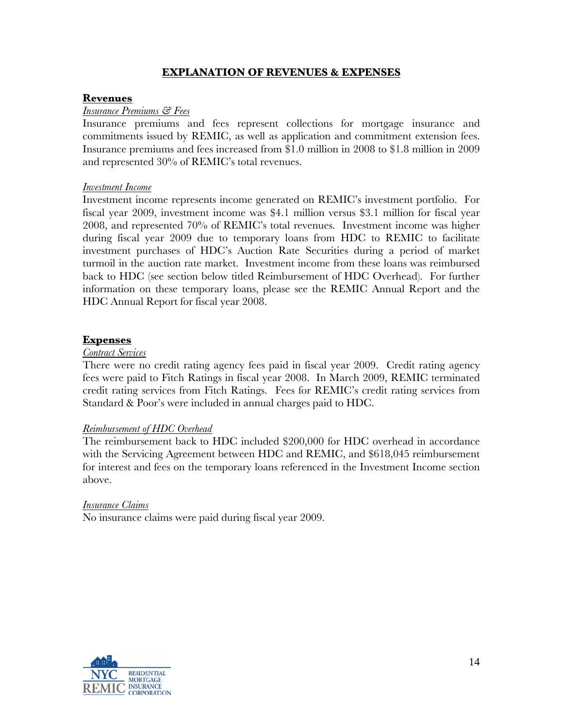# EXPLANATION OF REVENUES & EXPENSES

## Revenues

*Insurance Premiums & Fees*

Insurance premiums and fees represent collections for mortgage insurance and commitments issued by REMIC, as well as application and commitment extension fees. Insurance premiums and fees increased from $1.0 million in 2008 to $1.8 million in 2009 and represented 30% of REMIC's total revenues.

*Investment Income*

Investment income represents income generated on REMIC's investment portfolio. For fiscal year 2009, investment income was $4.1 million versus $3.1 million for fiscal year 2008, and represented 70% of REMIC's total revenues. Investment income was higher during fiscal year 2009 due to temporary loans from HDC to REMIC to facilitate investment purchases of HDC's Auction Rate Securities during a period of market turmoil in the auction rate market. Investment income from these loans was reimbursed back to HDC (see section below titled Reimbursement of HDC Overhead). For further information on these temporary loans, please see the REMIC Annual Report and the HDC Annual Report for fiscal year 2008.

## Expenses

*Contract Services*

There were no credit rating agency fees paid in fiscal year 2009. Credit rating agency fees were paid to Fitch Ratings in fiscal year 2008. In March 2009, REMIC terminated credit rating services from Fitch Ratings. Fees for REMIC's credit rating services from Standard & Poor's were included in annual charges paid to HDC.

*Reimbursement of HDC Overhead*

The reimbursement back to HDC included $200,000 for HDC overhead in accordance with the Servicing Agreement between HDC and REMIC, and $618,045 reimbursement for interest and fees on the temporary loans referenced in the Investment Income section above.

*Insurance Claims*

No insurance claims were paid during fiscal year 2009.